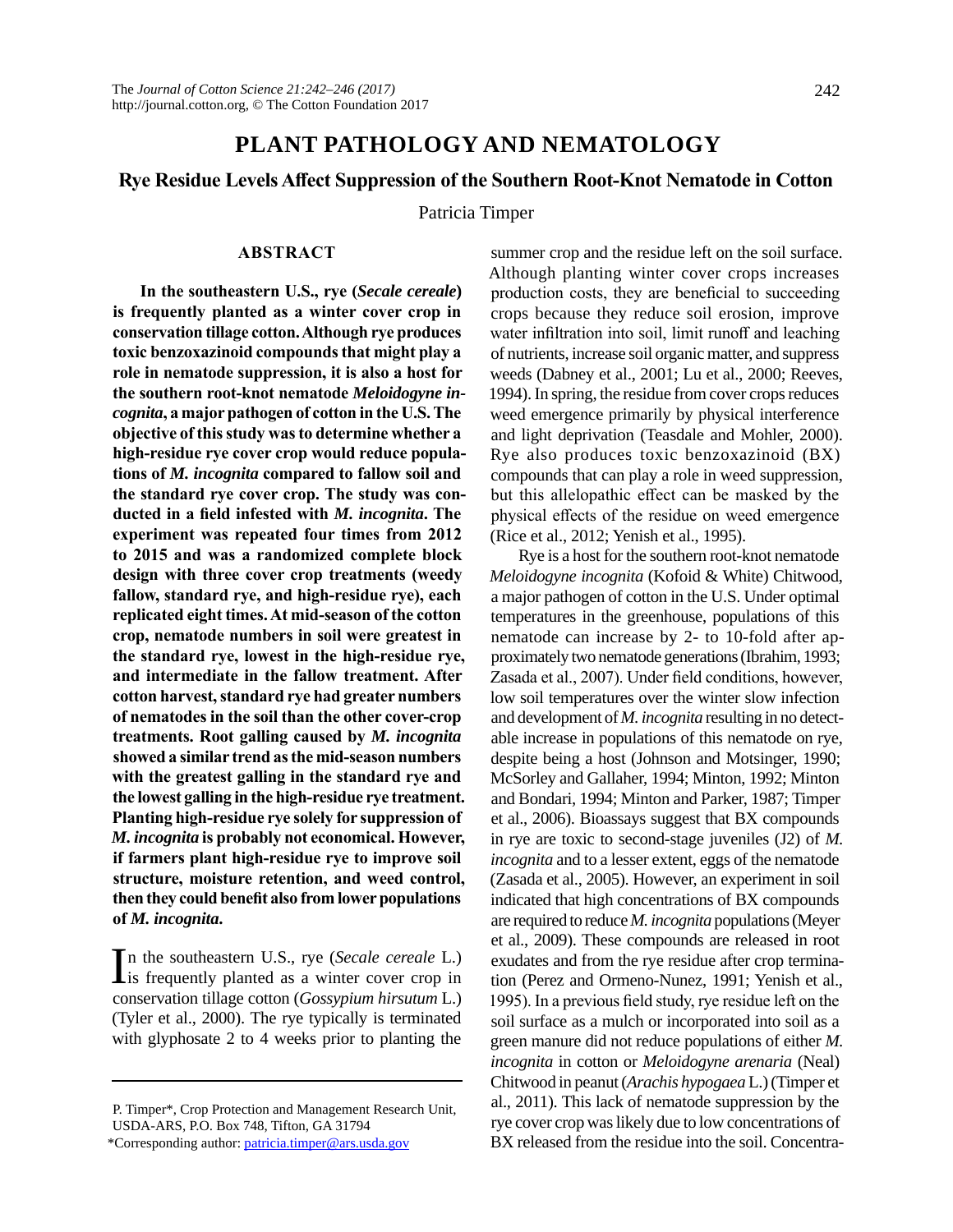# PLANT PATHOLOGY AND NEMATOLOGY

## Rye Residue Levels Affect Suppression of the Southern Root-Knot Nematode in Cotton

Patricia Timper

### ABSTRACT

**In the southeastern U.S., rye (*Secale cereale*) is frequently planted as a winter cover crop in conservation tillage cotton. Although rye produces toxic benzoxazinoid compounds that might play a role in nematode suppression, it is also a host for the southern root-knot nematode *Meloidogyne incognita*, a major pathogen of cotton in the U.S. The objective of this study was to determine whether a high-residue rye cover crop would reduce populations of *M. incognita* compared to fallow soil and the standard rye cover crop. The study was conducted in a field infested with *M. incognita*. The experiment was repeated four times from 2012 to 2015 and was a randomized complete block design with three cover crop treatments (weedy fallow, standard rye, and high-residue rye), each replicated eight times. At mid-season of the cotton crop, nematode numbers in soil were greatest in the standard rye, lowest in the high-residue rye, and intermediate in the fallow treatment. After cotton harvest, standard rye had greater numbers of nematodes in the soil than the other cover-crop treatments. Root galling caused by *M. incognita* showed a similar trend as the mid-season numbers with the greatest galling in the standard rye and the lowest galling in the high-residue rye treatment. Planting high-residue rye solely for suppression of *M. incognita* is probably not economical. However, if farmers plant high-residue rye to improve soil structure, moisture retention, and weed control, then they could benefit also from lower populations of *M. incognita*.**

In the southeastern U.S., rye (*Secale cereale* L.) is frequently planted as a winter cover crop in conservation tillage cotton (*Gossypium hirsutum* L.) (Tyler et al., 2000). The rye typically is terminated with glyphosate 2 to 4 weeks prior to planting the summer crop and the residue left on the soil surface. Although planting winter cover crops increases production costs, they are beneficial to succeeding crops because they reduce soil erosion, improve water infiltration into soil, limit runoff and leaching of nutrients, increase soil organic matter, and suppress weeds (Dabney et al., 2001; Lu et al., 2000; Reeves, 1994). In spring, the residue from cover crops reduces weed emergence primarily by physical interference and light deprivation (Teasdale and Mohler, 2000). Rye also produces toxic benzoxazinoid (BX) compounds that can play a role in weed suppression, but this allelopathic effect can be masked by the physical effects of the residue on weed emergence (Rice et al., 2012; Yenish et al., 1995).

Rye is a host for the southern root-knot nematode *Meloidogyne incognita* (Kofoid & White) Chitwood, a major pathogen of cotton in the U.S. Under optimal temperatures in the greenhouse, populations of this nematode can increase by 2- to 10-fold after approximately two nematode generations (Ibrahim, 1993; Zasada et al., 2007). Under field conditions, however, low soil temperatures over the winter slow infection and development of *M. incognita* resulting in no detectable increase in populations of this nematode on rye, despite being a host (Johnson and Motsinger, 1990; McSorley and Gallaher, 1994; Minton, 1992; Minton and Bondari, 1994; Minton and Parker, 1987; Timper et al., 2006). Bioassays suggest that BX compounds in rye are toxic to second-stage juveniles (J2) of *M. incognita* and to a lesser extent, eggs of the nematode (Zasada et al., 2005). However, an experiment in soil indicated that high concentrations of BX compounds are required to reduce *M. incognita* populations (Meyer et al., 2009). These compounds are released in root exudates and from the rye residue after crop termination (Perez and Ormeno-Nunez, 1991; Yenish et al., 1995). In a previous field study, rye residue left on the soil surface as a mulch or incorporated into soil as a green manure did not reduce populations of either *M. incognita* in cotton or *Meloidogyne arenaria* (Neal) Chitwood in peanut (*Arachis hypogaea* L.) (Timper et al., 2011). This lack of nematode suppression by the rye cover crop was likely due to low concentrations of BX released from the residue into the soil. Concentra-

P. Timper*, Crop Protection and Management Research Unit, USDA-ARS, P.O. Box 748, Tifton, GA 31794

*Corresponding author: patricia.timper@ars.usda.gov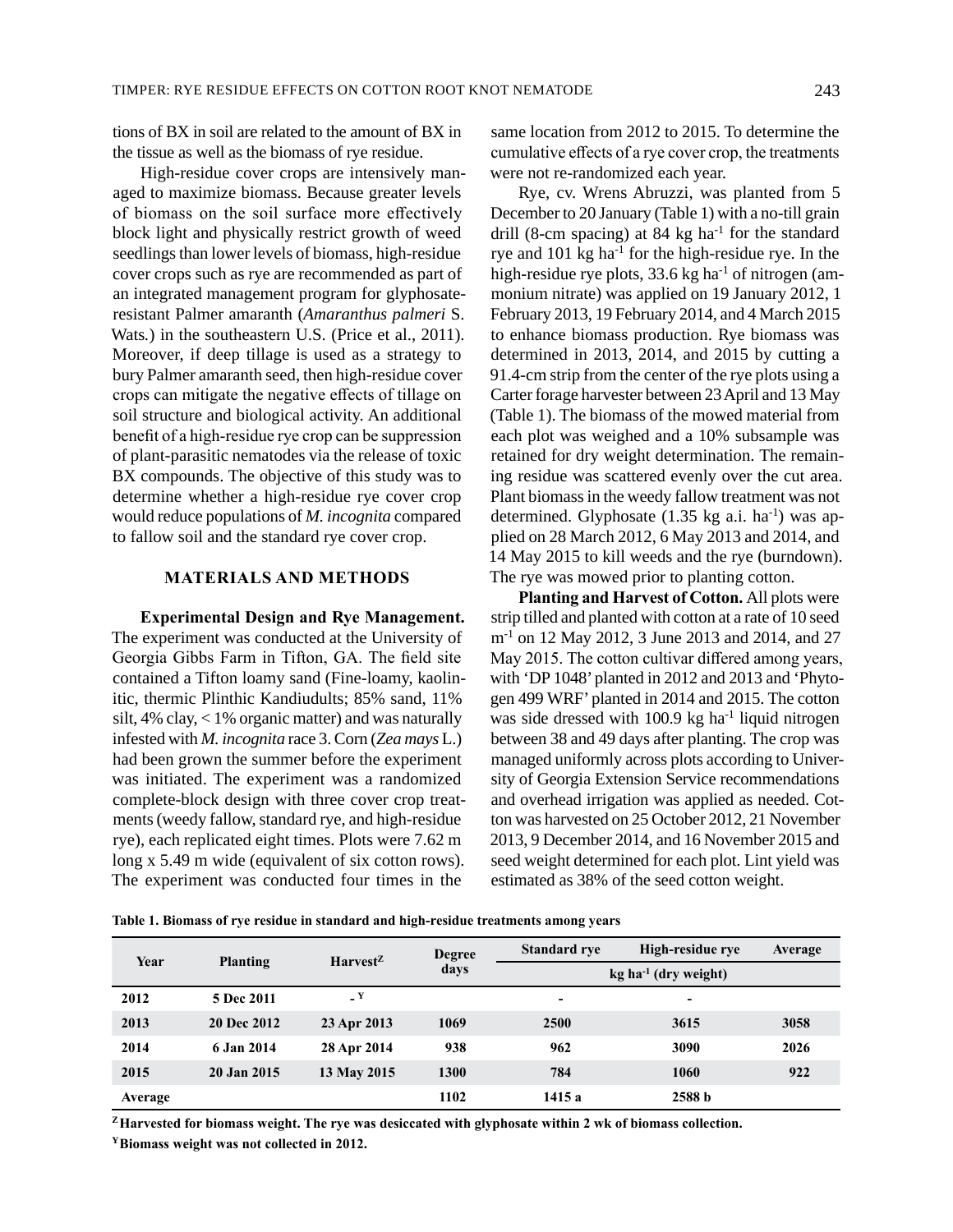tions of BX in soil are related to the amount of BX in the tissue as well as the biomass of rye residue.

High-residue cover crops are intensively managed to maximize biomass. Because greater levels of biomass on the soil surface more effectively block light and physically restrict growth of weed seedlings than lower levels of biomass, high-residue cover crops such as rye are recommended as part of an integrated management program for glyphosate-resistant Palmer amaranth (*Amaranthus palmeri* S. Wats.) in the southeastern U.S. (Price et al., 2011). Moreover, if deep tillage is used as a strategy to bury Palmer amaranth seed, then high-residue cover crops can mitigate the negative effects of tillage on soil structure and biological activity. An additional benefit of a high-residue rye crop can be suppression of plant-parasitic nematodes via the release of toxic BX compounds. The objective of this study was to determine whether a high-residue rye cover crop would reduce populations of *M. incognita* compared to fallow soil and the standard rye cover crop.

## MATERIALS AND METHODS

**Experimental Design and Rye Management.** The experiment was conducted at the University of Georgia Gibbs Farm in Tifton, GA. The field site contained a Tifton loamy sand (Fine-loamy, kaolinitic, thermic Plinthic Kandiudults; 85% sand, 11% silt, 4% clay, < 1% organic matter) and was naturally infested with *M. incognita* race 3. Corn (*Zea mays* L.) had been grown the summer before the experiment was initiated. The experiment was a randomized complete-block design with three cover crop treatments (weedy fallow, standard rye, and high-residue rye), each replicated eight times. Plots were 7.62 m long x 5.49 m wide (equivalent of six cotton rows). The experiment was conducted four times in the same location from 2012 to 2015. To determine the cumulative effects of a rye cover crop, the treatments were not re-randomized each year.

Rye, cv. Wrens Abruzzi, was planted from 5 December to 20 January (Table 1) with a no-till grain drill (8-cm spacing) at 84 kg ha$^{-1}$ for the standard rye and 101 kg ha$^{-1}$ for the high-residue rye. In the high-residue rye plots, 33.6 kg ha$^{-1}$ of nitrogen (ammonium nitrate) was applied on 19 January 2012, 1 February 2013, 19 February 2014, and 4 March 2015 to enhance biomass production. Rye biomass was determined in 2013, 2014, and 2015 by cutting a 91.4-cm strip from the center of the rye plots using a Carter forage harvester between 23 April and 13 May (Table 1). The biomass of the mowed material from each plot was weighed and a 10% subsample was retained for dry weight determination. The remaining residue was scattered evenly over the cut area. Plant biomass in the weedy fallow treatment was not determined. Glyphosate (1.35 kg a.i. ha$^{-1}$) was applied on 28 March 2012, 6 May 2013 and 2014, and 14 May 2015 to kill weeds and the rye (burndown). The rye was mowed prior to planting cotton.

**Planting and Harvest of Cotton.** All plots were strip tilled and planted with cotton at a rate of 10 seed m$^{-1}$ on 12 May 2012, 3 June 2013 and 2014, and 27 May 2015. The cotton cultivar differed among years, with 'DP 1048' planted in 2012 and 2013 and 'Phytogen 499 WRF' planted in 2014 and 2015. The cotton was side dressed with 100.9 kg ha$^{-1}$ liquid nitrogen between 38 and 49 days after planting. The crop was managed uniformly across plots according to University of Georgia Extension Service recommendations and overhead irrigation was applied as needed. Cotton was harvested on 25 October 2012, 21 November 2013, 9 December 2014, and 16 November 2015 and seed weight determined for each plot. Lint yield was estimated as 38% of the seed cotton weight.

**Table 1. Biomass of rye residue in standard and high-residue treatments among years**

| Year | Planting | Harvest[Z] | Degree days | Standard rye | High-residue rye | Average |
|---|---|---|---|---|---|---|
| | | | | kg ha$^{-1}$ (dry weight) | | |
| 2012 | 5 Dec 2011 | -[Y] | | - | - | |
| 2013 | 20 Dec 2012 | 23 Apr 2013 | 1069 | 2500 | 3615 | 3058 |
| 2014 | 6 Jan 2014 | 28 Apr 2014 | 938 | 962 | 3090 | 2026 |
| 2015 | 20 Jan 2015 | 13 May 2015 | 1300 | 784 | 1060 | 922 |
| Average | | | 1102 | 1415 a | 2588 b | |

[Z] Harvested for biomass weight. The rye was desiccated with glyphosate within 2 wk of biomass collection.

[Y] Biomass weight was not collected in 2012.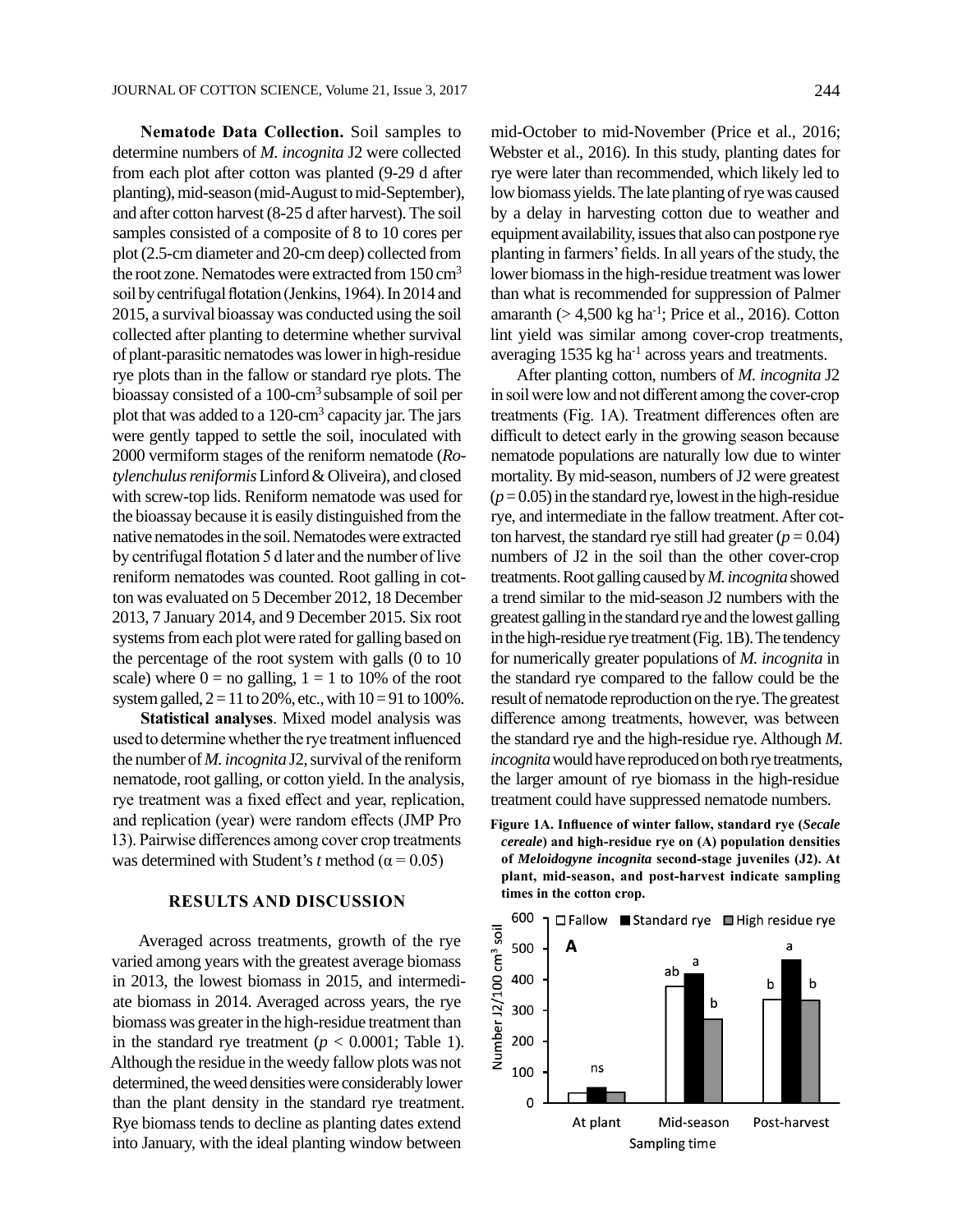**Nematode Data Collection.** Soil samples to determine numbers of *M. incognita* J2 were collected from each plot after cotton was planted (9-29 d after planting), mid-season (mid-August to mid-September), and after cotton harvest (8-25 d after harvest). The soil samples consisted of a composite of 8 to 10 cores per plot (2.5-cm diameter and 20-cm deep) collected from the root zone. Nematodes were extracted from 150 $cm^3$ soil by centrifugal flotation (Jenkins, 1964). In 2014 and 2015, a survival bioassay was conducted using the soil collected after planting to determine whether survival of plant-parasitic nematodes was lower in high-residue rye plots than in the fallow or standard rye plots. The bioassay consisted of a 100-$cm^3$ subsample of soil per plot that was added to a 120-$cm^3$ capacity jar. The jars were gently tapped to settle the soil, inoculated with 2000 vermiform stages of the reniform nematode (*Rotylenchulus reniformis* Linford & Oliveira), and closed with screw-top lids. Reniform nematode was used for the bioassay because it is easily distinguished from the native nematodes in the soil. Nematodes were extracted by centrifugal flotation 5 d later and the number of live reniform nematodes was counted. Root galling in cotton was evaluated on 5 December 2012, 18 December 2013, 7 January 2014, and 9 December 2015. Six root systems from each plot were rated for galling based on the percentage of the root system with galls (0 to 10 scale) where 0 = no galling, 1 = 1 to 10% of the root system galled, 2 = 11 to 20%, etc., with 10 = 91 to 100%.

**Statistical analyses**. Mixed model analysis was used to determine whether the rye treatment influenced the number of *M. incognita* J2, survival of the reniform nematode, root galling, or cotton yield. In the analysis, rye treatment was a fixed effect and year, replication, and replication (year) were random effects (JMP Pro 13). Pairwise differences among cover crop treatments was determined with Student's *t* method ($\alpha = 0.05$)

## RESULTS AND DISCUSSION

Averaged across treatments, growth of the rye varied among years with the greatest average biomass in 2013, the lowest biomass in 2015, and intermediate biomass in 2014. Averaged across years, the rye biomass was greater in the high-residue treatment than in the standard rye treatment ($p < 0.0001$; Table 1). Although the residue in the weedy fallow plots was not determined, the weed densities were considerably lower than the plant density in the standard rye treatment. Rye biomass tends to decline as planting dates extend into January, with the ideal planting window between mid-October to mid-November (Price et al., 2016; Webster et al., 2016). In this study, planting dates for rye were later than recommended, which likely led to low biomass yields. The late planting of rye was caused by a delay in harvesting cotton due to weather and equipment availability, issues that also can postpone rye planting in farmers' fields. In all years of the study, the lower biomass in the high-residue treatment was lower than what is recommended for suppression of Palmer amaranth (> 4,500 kg $ha^{-1}$; Price et al., 2016). Cotton lint yield was similar among cover-crop treatments, averaging 1535 kg $ha^{-1}$ across years and treatments.

After planting cotton, numbers of *M. incognita* J2 in soil were low and not different among the cover-crop treatments (Fig. 1A). Treatment differences often are difficult to detect early in the growing season because nematode populations are naturally low due to winter mortality. By mid-season, numbers of J2 were greatest ($p = 0.05$) in the standard rye, lowest in the high-residue rye, and intermediate in the fallow treatment. After cotton harvest, the standard rye still had greater ($p = 0.04$) numbers of J2 in the soil than the other cover-crop treatments. Root galling caused by *M. incognita* showed a trend similar to the mid-season J2 numbers with the greatest galling in the standard rye and the lowest galling in the high-residue rye treatment (Fig. 1B). The tendency for numerically greater populations of *M. incognita* in the standard rye compared to the fallow could be the result of nematode reproduction on the rye. The greatest difference among treatments, however, was between the standard rye and the high-residue rye. Although *M. incognita* would have reproduced on both rye treatments, the larger amount of rye biomass in the high-residue treatment could have suppressed nematode numbers.

**Figure 1A. Influence of winter fallow, standard rye (*Secale cereale*) and high-residue rye on (A) population densities of *Meloidogyne incognita* second-stage juveniles (J2). At plant, mid-season, and post-harvest indicate sampling times in the cotton crop.**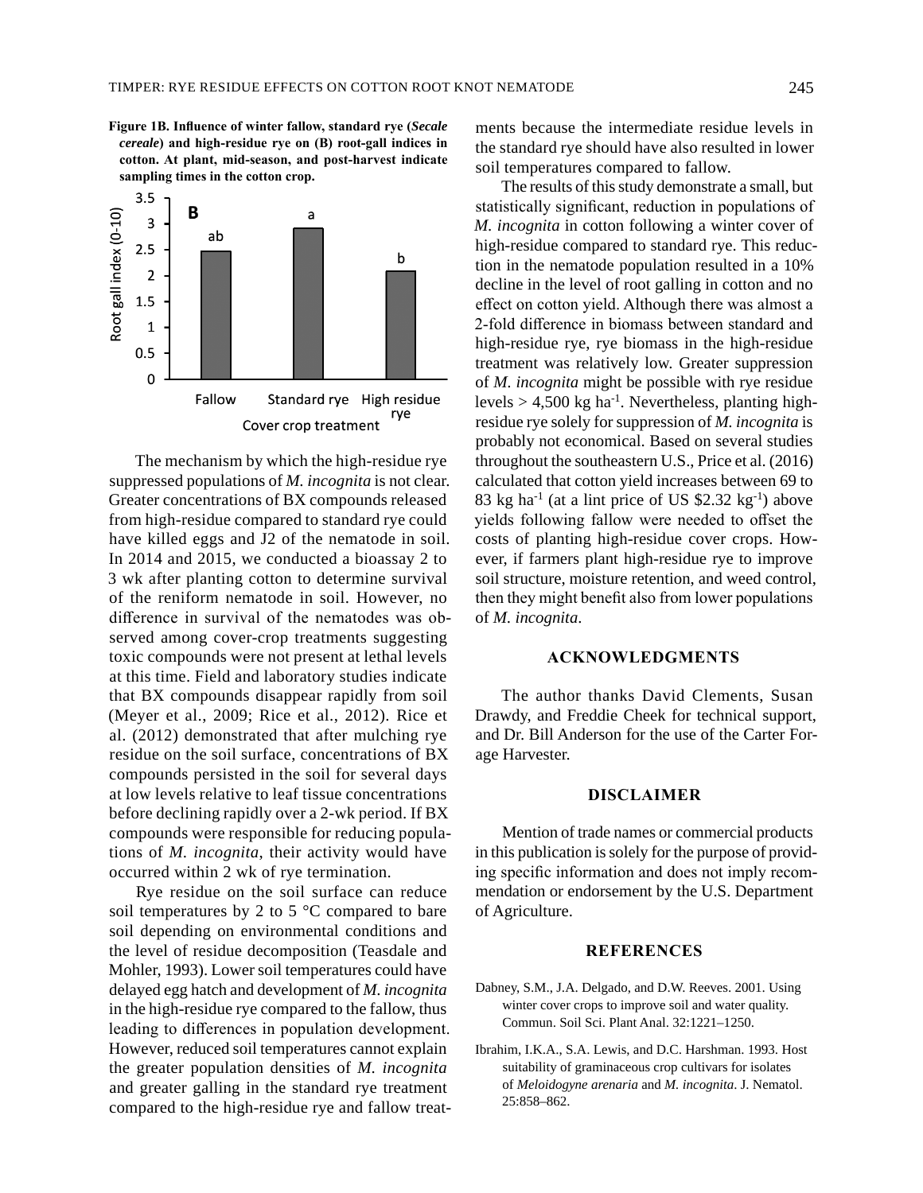**Figure 1B. Influence of winter fallow, standard rye (*Secale cereale*) and high-residue rye on (B) root-gall indices in cotton. At plant, mid-season, and post-harvest indicate sampling times in the cotton crop.**

The mechanism by which the high-residue rye suppressed populations of *M. incognita* is not clear. Greater concentrations of BX compounds released from high-residue compared to standard rye could have killed eggs and J2 of the nematode in soil. In 2014 and 2015, we conducted a bioassay 2 to 3 wk after planting cotton to determine survival of the reniform nematode in soil. However, no difference in survival of the nematodes was observed among cover-crop treatments suggesting toxic compounds were not present at lethal levels at this time. Field and laboratory studies indicate that BX compounds disappear rapidly from soil (Meyer et al., 2009; Rice et al., 2012). Rice et al. (2012) demonstrated that after mulching rye residue on the soil surface, concentrations of BX compounds persisted in the soil for several days at low levels relative to leaf tissue concentrations before declining rapidly over a 2-wk period. If BX compounds were responsible for reducing populations of *M. incognita*, their activity would have occurred within 2 wk of rye termination.

Rye residue on the soil surface can reduce soil temperatures by 2 to 5 °C compared to bare soil depending on environmental conditions and the level of residue decomposition (Teasdale and Mohler, 1993). Lower soil temperatures could have delayed egg hatch and development of *M. incognita* in the high-residue rye compared to the fallow, thus leading to differences in population development. However, reduced soil temperatures cannot explain the greater population densities of *M. incognita* and greater galling in the standard rye treatment compared to the high-residue rye and fallow treatments because the intermediate residue levels in the standard rye should have also resulted in lower soil temperatures compared to fallow.

The results of this study demonstrate a small, but statistically significant, reduction in populations of *M. incognita* in cotton following a winter cover of high-residue compared to standard rye. This reduction in the nematode population resulted in a 10% decline in the level of root galling in cotton and no effect on cotton yield. Although there was almost a 2-fold difference in biomass between standard and high-residue rye, rye biomass in the high-residue treatment was relatively low. Greater suppression of *M. incognita* might be possible with rye residue levels > 4,500 kg ha$^{-1}$. Nevertheless, planting high-residue rye solely for suppression of *M. incognita* is probably not economical. Based on several studies throughout the southeastern U.S., Price et al. (2016) calculated that cotton yield increases between 69 to 83 kg ha$^{-1}$ (at a lint price of US \$2.32 kg$^{-1}$) above yields following fallow were needed to offset the costs of planting high-residue cover crops. However, if farmers plant high-residue rye to improve soil structure, moisture retention, and weed control, then they might benefit also from lower populations of *M. incognita*.

## ACKNOWLEDGMENTS

The author thanks David Clements, Susan Drawdy, and Freddie Cheek for technical support, and Dr. Bill Anderson for the use of the Carter Forage Harvester.

## DISCLAIMER

Mention of trade names or commercial products in this publication is solely for the purpose of providing specific information and does not imply recommendation or endorsement by the U.S. Department of Agriculture.

## REFERENCES

Dabney, S.M., J.A. Delgado, and D.W. Reeves. 2001. Using winter cover crops to improve soil and water quality. Commun. Soil Sci. Plant Anal. 32:1221–1250.

Ibrahim, I.K.A., S.A. Lewis, and D.C. Harshman. 1993. Host suitability of graminaceous crop cultivars for isolates of *Meloidogyne arenaria* and *M. incognita*. J. Nematol. 25:858–862.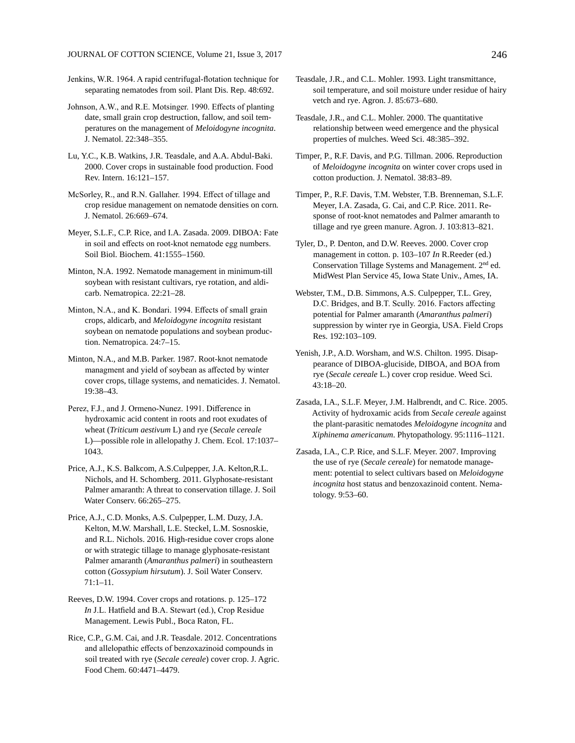Jenkins, W.R. 1964. A rapid centrifugal-flotation technique for separating nematodes from soil. Plant Dis. Rep. 48:692.

Johnson, A.W., and R.E. Motsinger. 1990. Effects of planting date, small grain crop destruction, fallow, and soil temperatures on the management of *Meloidogyne incognita*. J. Nematol. 22:348–355.

Lu, Y.C., K.B. Watkins, J.R. Teasdale, and A.A. Abdul-Baki. 2000. Cover crops in sustainable food production. Food Rev. Intern. 16:121–157.

McSorley, R., and R.N. Gallaher. 1994. Effect of tillage and crop residue management on nematode densities on corn. J. Nematol. 26:669–674.

Meyer, S.L.F., C.P. Rice, and I.A. Zasada. 2009. DIBOA: Fate in soil and effects on root-knot nematode egg numbers. Soil Biol. Biochem. 41:1555–1560.

Minton, N.A. 1992. Nematode management in minimum-till soybean with resistant cultivars, rye rotation, and aldicarb. Nematropica. 22:21–28.

Minton, N.A., and K. Bondari. 1994. Effects of small grain crops, aldicarb, and *Meloidogyne incognita* resistant soybean on nematode populations and soybean production. Nematropica. 24:7–15.

Minton, N.A., and M.B. Parker. 1987. Root-knot nematode managment and yield of soybean as affected by winter cover crops, tillage systems, and nematicides. J. Nematol. 19:38–43.

Perez, F.J., and J. Ormeno-Nunez. 1991. Difference in hydroxamic acid content in roots and root exudates of wheat (*Triticum aestivum* L) and rye (*Secale cereale* L)—possible role in allelopathy J. Chem. Ecol. 17:1037–1043.

Price, A.J., K.S. Balkcom, A.S.Culpepper, J.A. Kelton,R.L. Nichols, and H. Schomberg. 2011. Glyphosate-resistant Palmer amaranth: A threat to conservation tillage. J. Soil Water Conserv. 66:265–275.

Price, A.J., C.D. Monks, A.S. Culpepper, L.M. Duzy, J.A. Kelton, M.W. Marshall, L.E. Steckel, L.M. Sosnoskie, and R.L. Nichols. 2016. High-residue cover crops alone or with strategic tillage to manage glyphosate-resistant Palmer amaranth (*Amaranthus palmeri*) in southeastern cotton (*Gossypium hirsutum*). J. Soil Water Conserv. 71:1–11.

Reeves, D.W. 1994. Cover crops and rotations. p. 125–172 *In* J.L. Hatfield and B.A. Stewart (ed.), Crop Residue Management. Lewis Publ., Boca Raton, FL.

Rice, C.P., G.M. Cai, and J.R. Teasdale. 2012. Concentrations and allelopathic effects of benzoxazinoid compounds in soil treated with rye (*Secale cereale*) cover crop. J. Agric. Food Chem. 60:4471–4479.

Teasdale, J.R., and C.L. Mohler. 1993. Light transmittance, soil temperature, and soil moisture under residue of hairy vetch and rye. Agron. J. 85:673–680.

Teasdale, J.R., and C.L. Mohler. 2000. The quantitative relationship between weed emergence and the physical properties of mulches. Weed Sci. 48:385–392.

Timper, P., R.F. Davis, and P.G. Tillman. 2006. Reproduction of *Meloidogyne incognita* on winter cover crops used in cotton production. J. Nematol. 38:83–89.

Timper, P., R.F. Davis, T.M. Webster, T.B. Brenneman, S.L.F. Meyer, I.A. Zasada, G. Cai, and C.P. Rice. 2011. Response of root-knot nematodes and Palmer amaranth to tillage and rye green manure. Agron. J. 103:813–821.

Tyler, D., P. Denton, and D.W. Reeves. 2000. Cover crop management in cotton. p. 103–107 *In* R.Reeder (ed.) Conservation Tillage Systems and Management. 2nd ed. MidWest Plan Service 45, Iowa State Univ., Ames, IA.

Webster, T.M., D.B. Simmons, A.S. Culpepper, T.L. Grey, D.C. Bridges, and B.T. Scully. 2016. Factors affecting potential for Palmer amaranth (*Amaranthus palmeri*) suppression by winter rye in Georgia, USA. Field Crops Res. 192:103–109.

Yenish, J.P., A.D. Worsham, and W.S. Chilton. 1995. Disappearance of DIBOA-gluciside, DIBOA, and BOA from rye (*Secale cereale* L.) cover crop residue. Weed Sci. 43:18–20.

Zasada, I.A., S.L.F. Meyer, J.M. Halbrendt, and C. Rice. 2005. Activity of hydroxamic acids from *Secale cereale* against the plant-parasitic nematodes *Meloidogyne incognita* and *Xiphinema americanum*. Phytopathology. 95:1116–1121.

Zasada, I.A., C.P. Rice, and S.L.F. Meyer. 2007. Improving the use of rye (*Secale cereale*) for nematode management: potential to select cultivars based on *Meloidogyne incognita* host status and benzoxazinoid content. Nematology. 9:53–60.